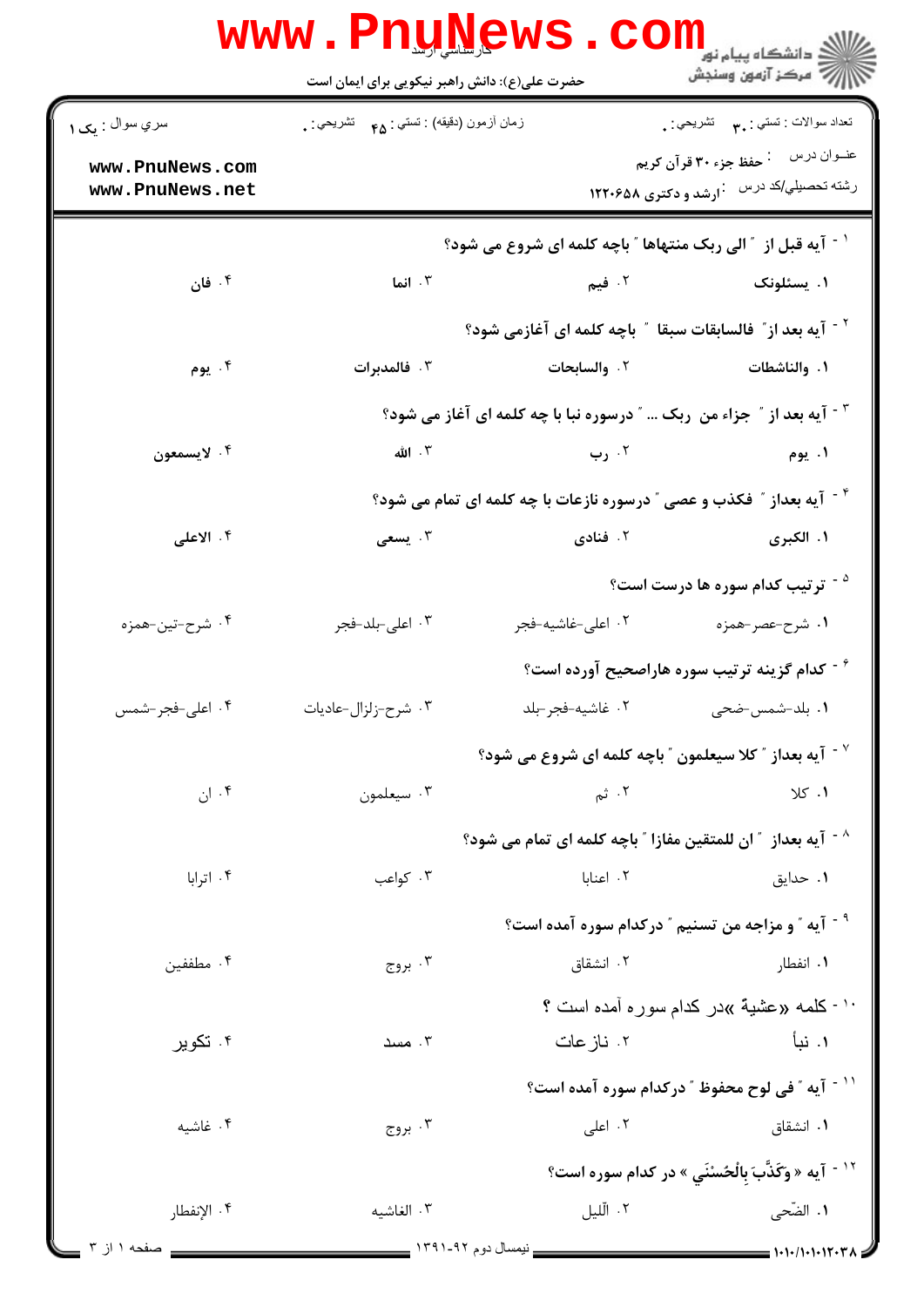حضرت علی(ع): دانش راهبر نیکویی برای ایمان است

| سري سوال : یک ۱ | زمان آزمون (دقیقه) : تستي : ۴۵ تشريحي : ۰ | تعداد سوالات : تستي : ۳۰ تشريحي : ۰ |
|---|---|---|
| www.PnuNews.com | | عنـوان درس : حفظ جزء ۳۰ قرآن کریم |
| www.PnuNews.net | | رشته تحصيلي/کد درس : ارشد و دکتری ۱۲۲۰۶۵۸ |

۱ - آیه قبل از " الی ربک منتهاها " باچه کلمه ای شروع می شود؟

۱. یسئلونک ۲. فیم ۳. انما ۴. فان

۲ - آیه بعد از" فالسابقات سبقا " باچه کلمه ای آغازمی شود؟

۱. والناشطات ۲. والسابحات ۳. فالمدبرات ۴. یوم

۳ - آیه بعد از " جزاء من ربک ... " درسوره نبا با چه کلمه ای آغاز می شود؟

۱. یوم ۲. رب ۳. الله ۴. لایسمعون

۴ - آیه بعداز " فکذب و عصی " درسوره نازعات با چه کلمه ای تمام می شود؟

۱. الکبری ۲. فنادی ۳. یسعی ۴. الاعلی

۵ - ترتیب کدام سوره ها درست است؟

۱. شرح-عصر-همزه ۲. اعلی-غاشیه-فجر ۳. اعلی-بلد-فجر ۴. شرح-تین-همزه

۶ - کدام گزینه ترتیب سوره هاراصحیح آورده است؟

۱. بلد-شمس-ضحی ۲. غاشیه-فجر-بلد ۳. شرح-زلزال-عادیات ۴. اعلی-فجر-شمس

۷ - آیه بعداز " کلا سیعلمون " باچه کلمه ای شروع می شود؟

۱. کلا ۲. ثم ۳. سیعلمون ۴. ان

۸ - آیه بعداز " ان للمتقین مفازا " باچه کلمه ای تمام می شود؟

۱. حدایق ۲. اعنابا ۳. کواعب ۴. اترابا

۹ - آیه " و مزاجه من تسنیم " درکدام سوره آمده است؟

۱. انفطار ۲. انشقاق ۳. بروج ۴. مطففین

۱۰ - کلمه «عشیة »در کدام سوره آمده است ؟

۱. نبأ ۲. نازعات ۳. مسد ۴. تکویر

۱۱ - آیه " فی لوح محفوظ " درکدام سوره آمده است؟

۱. انشقاق ۲. اعلی ۳. بروج ۴. غاشیه

۱۲ - آیه « وَكَذَّبَ بِالْحُسْنَى » در کدام سوره است؟

۱. الضّحی ۲. اللّیل ۳. الغاشیه ۴. الإنفطار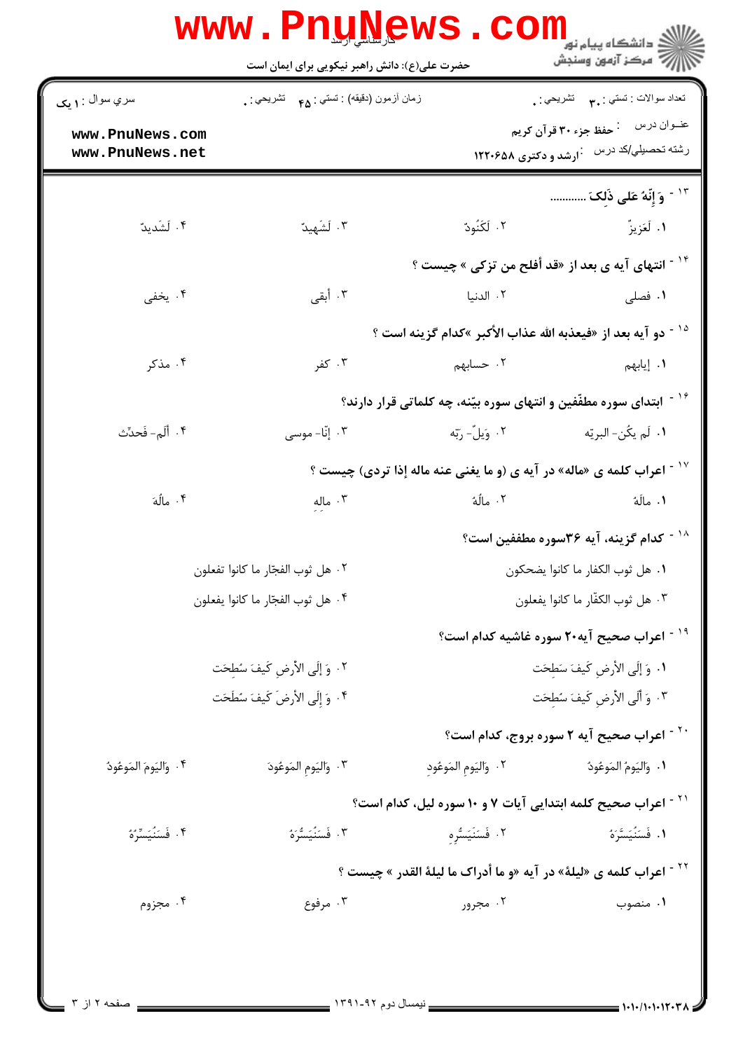کارشناسی ارشد

حضرت علی(ع): دانش راهبر نیکویی برای ایمان است

دانشگاه پیام نور
مرکز آزمون وسنجش

تعداد سوالات : تستی : ۳۰ تشریحی : ۰
زمان آزمون (دقیقه) : تستی : ۴۵ تشریحی : ۰
سری سوال : ۱ یک

عنوان درس : حفظ جزء ۳۰ قرآن کریم
رشته تحصیلی/کد درس : ارشد و دکتری ۱۲۲۰۶۵۸

۱۳- وَ إنّهُ عَلی ذلکَ ...........

۱. لَعَزیزٌ
۲. لَكَنُودٌ
۳. لَشَهیدٌ
۴. لَشَدیدٌ

۱۴- انتهای آیه ی بعد از «قد أفلح من تزکی » چیست ؟

۱. فصلی
۲. الدنیا
۳. أبقی
۴. یخفی

۱۵- دو آیه بعد از «فیعذبه الله عذاب الأکبر »کدام گزینه است ؟

۱. إیابهم
۲. حسابهم
۳. کفر
۴. مذکر

۱۶- ابتدای سوره مطفّفین و انتهای سوره بیّنه، چه کلماتی قرار دارند؟

۱. لَم یکُن- البریّه
۲. وَیلٌ- ربّه
۳. إنّا- موسی
۴. أَلَم- فَحدّث

۱۷- اعراب کلمه ی «ماله» در آیه ی (و ما یغنی عنه ماله إذا تردی) چیست ؟

۱. مالَهُ
۲. مالُهُ
۳. مالِهِ
۴. مالَهَ

۱۸- کدام گزینه، آیه ۳۶سوره مطففین است؟

۱. هل ثوب الکفار ما کانوا یضحکون
۲. هل ثوب الفجّار ما کانوا تفعلون
۳. هل ثوب الکفّار ما کانوا یفعلون
۴. هل ثوب الفجّار ما کانوا یفعلون

۱۹- اعراب صحیح آیه۲۰ سوره غاشیه کدام است؟

۱. وَ إلَی الأرضِ کَیفَ سَطِحَت
۲. وَ إلَی الأرضِ کَیفَ سُطِحَت
۳. وَ ألَی الأرضِ کَیفَ سُطِحَت
۴. وَ إلَی الأرضَ کَیفَ سُطَحَت

۲۰- اعراب صحیح آیه ۲ سوره بروج، کدام است؟

۱. وَالیَومُ المَوعُودُ
۲. وَالیَومِ المَوعُودِ
۳. وَالیَومِ المَوعُودَ
۴. والیَومَ المَوعُودُ

۲۱- اعراب صحیح کلمه ابتدایی آیات ۷ و ۱۰ سوره لیل، کدام است؟

۱. فَسَنُیَسَّرَهُ
۲. فَسَنَیَسُّرِهِ
۳. فَسَنُیَسُّرَهُ
۴. فَسَنُیَسِّرُهُ

۲۲- اعراب کلمه ی «لیلة» در آیه «و ما أدراک ما لیلة القدر » چیست ؟

۱. منصوب
۲. مجرور
۳. مرفوع
۴. مجزوم

نیمسال دوم ۱۳۹۱-۹۲

۱۰۱۰/۱۰۱۰۱۲۰۳۸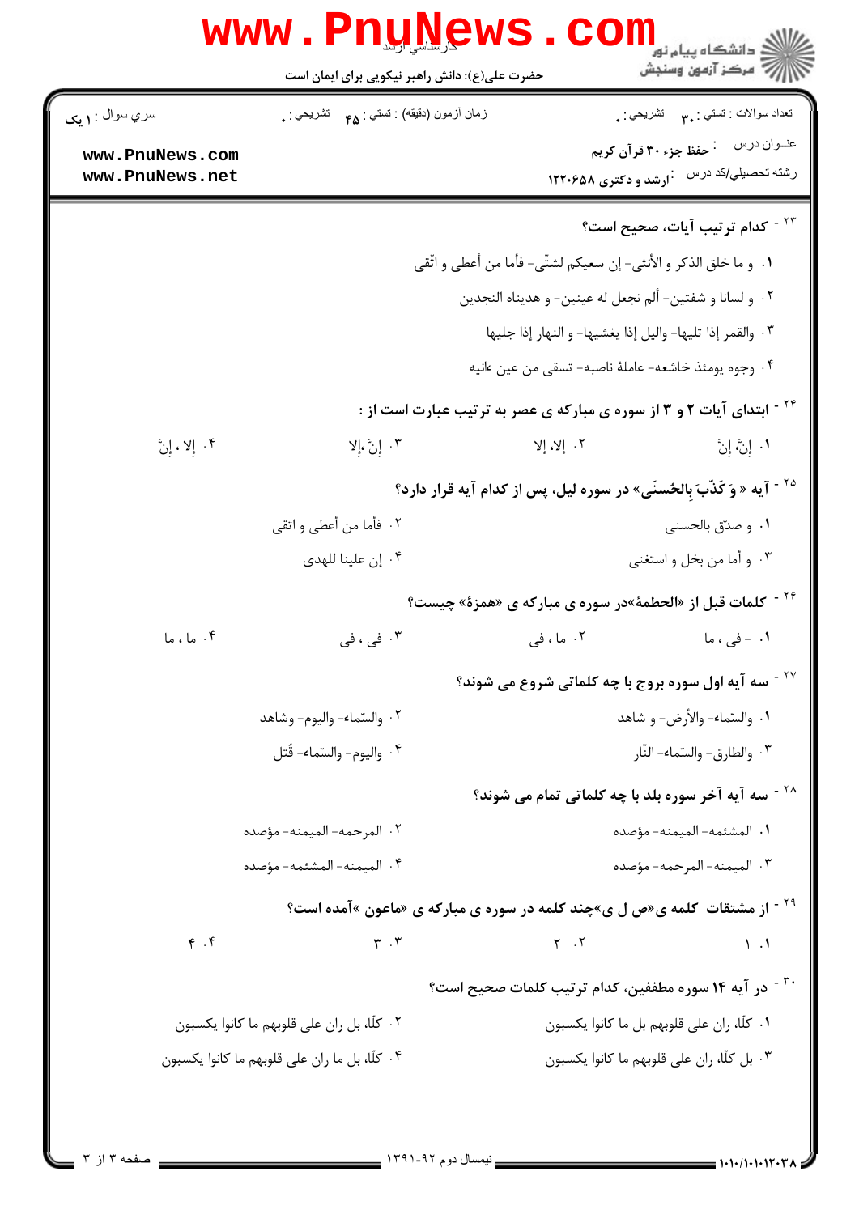۲۳ - کدام ترتیب آیات، صحیح است؟

۱. و ما خلق الذکر و الأنثی- إن سعیکم لشتّی- فأما من أعطی و اتّقی

۲. و لسانا و شفتین- ألم نجعل له عینین- و هدیناه النجدین

۳. والقمر إذا تلیها- والیل إذا یغشیها- و النهار إذا جلیها

۴. وجوه یومئذ خاشعه- عاملة ناصبه- تسقی من عین ءانیه

۲۴ - ابتدای آیات ۲ و ۳ از سوره ی مبارکه ی عصر به ترتیب عبارت است از :

۱. إنَّ إنَّ ۲. إلا، إلا ۳. إنَّ ،إلا ۴. إلا ، إنَّ

۲۵ - آیه « وَ کَذّبَ بِالحُسنَی» در سوره لیل، پس از کدام آیه قرار دارد؟

۱. و صدّق بالحسنی ۲. فأما من أعطی و اتقی

۳. و أما من بخل و استغنی ۴. إن علینا للهدی

۲۶ - کلمات قبل از «الحطمة»در سوره ی مبارکه ی «همزة» چیست؟

۱. - فی ، ما ۲. ما ، فی ۳. فی ، فی ۴. ما ، ما

۲۷ - سه آیه اول سوره بروج با چه کلماتی شروع می شوند؟

۱. والسّماء- والأرض- و شاهد ۲. والسّماء- والیوم- وشاهد

۳. والطارق- والسّماء- النّار ۴. والیوم- والسّماء- قُتل

۲۸ - سه آیه آخر سوره بلد با چه کلماتی تمام می شوند؟

۱. المشئمه- المیمنه- مؤصده ۲. المرحمه- المیمنه- مؤصده

۳. المیمنه- المرحمه- مؤصده ۴. المیمنه- المشئمه- مؤصده

۲۹ - از مشتقات کلمه ی«ص ل ی»چند کلمه در سوره ی مبارکه ی «ماعون »آمده است؟

۱. ۱ ۲. ۲ ۳. ۳ ۴. ۴

۳۰ - در آیه ۱۴ سوره مطففین، کدام ترتیب کلمات صحیح است؟

۱. کلّا، ران علی قلوبهم بل ما کانوا یکسبون ۲. کلّا، بل ران علی قلوبهم ما کانوا یکسبون

۳. بل کلّا، ران علی قلوبهم ما کانوا یکسبون ۴. کلّا، بل ما ران علی قلوبهم ما کانوا یکسبون